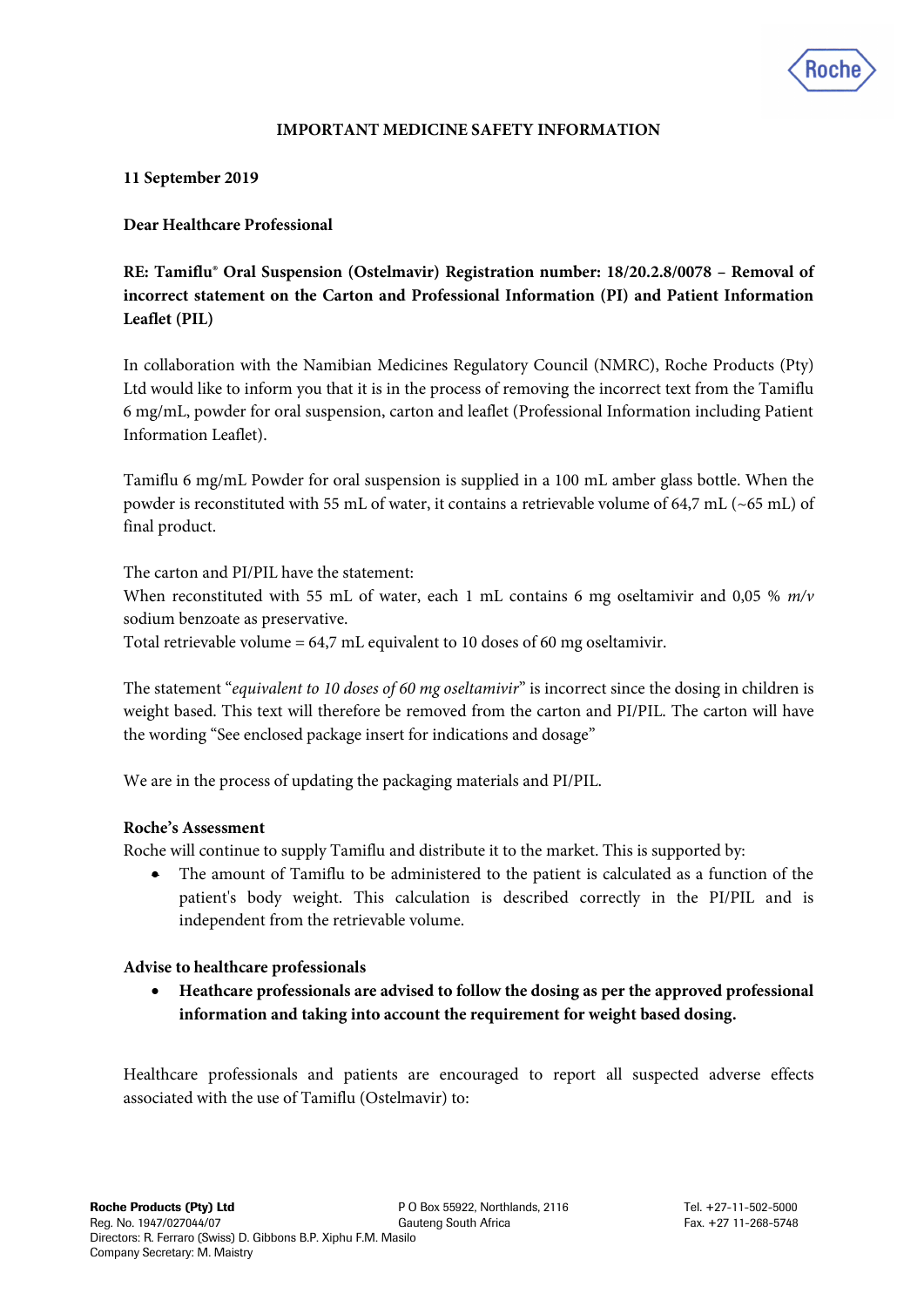**IMPORTANT MEDICINE SAFETY INFORMATION**

**11 September 2019**

**Dear Healthcare Professional**

**RE: Tamiflu® Oral Suspension (Ostelmavir) Registration number: 18/20.2.8/0078 – Removal of incorrect statement on the Carton and Professional Information (PI) and Patient Information Leaflet (PIL)**

In collaboration with the Namibian Medicines Regulatory Council (NMRC), Roche Products (Pty) Ltd would like to inform you that it is in the process of removing the incorrect text from the Tamiflu 6 mg/mL, powder for oral suspension, carton and leaflet (Professional Information including Patient Information Leaflet).

Tamiflu 6 mg/mL Powder for oral suspension is supplied in a 100 mL amber glass bottle. When the powder is reconstituted with 55 mL of water, it contains a retrievable volume of 64,7 mL (~65 mL) of final product.

The carton and PI/PIL have the statement:
When reconstituted with 55 mL of water, each 1 mL contains 6 mg oseltamivir and 0,05 % *m/v* sodium benzoate as preservative.
Total retrievable volume = 64,7 mL equivalent to 10 doses of 60 mg oseltamivir.

The statement "*equivalent to 10 doses of 60 mg oseltamivir*" is incorrect since the dosing in children is weight based. This text will therefore be removed from the carton and PI/PIL. The carton will have the wording "See enclosed package insert for indications and dosage"

We are in the process of updating the packaging materials and PI/PIL.

**Roche's Assessment**
Roche will continue to supply Tamiflu and distribute it to the market. This is supported by:

- The amount of Tamiflu to be administered to the patient is calculated as a function of the patient's body weight. This calculation is described correctly in the PI/PIL and is independent from the retrievable volume.

**Advise to healthcare professionals**

- **Heathcare professionals are advised to follow the dosing as per the approved professional information and taking into account the requirement for weight based dosing.**

Healthcare professionals and patients are encouraged to report all suspected adverse effects associated with the use of Tamiflu (Ostelmavir) to: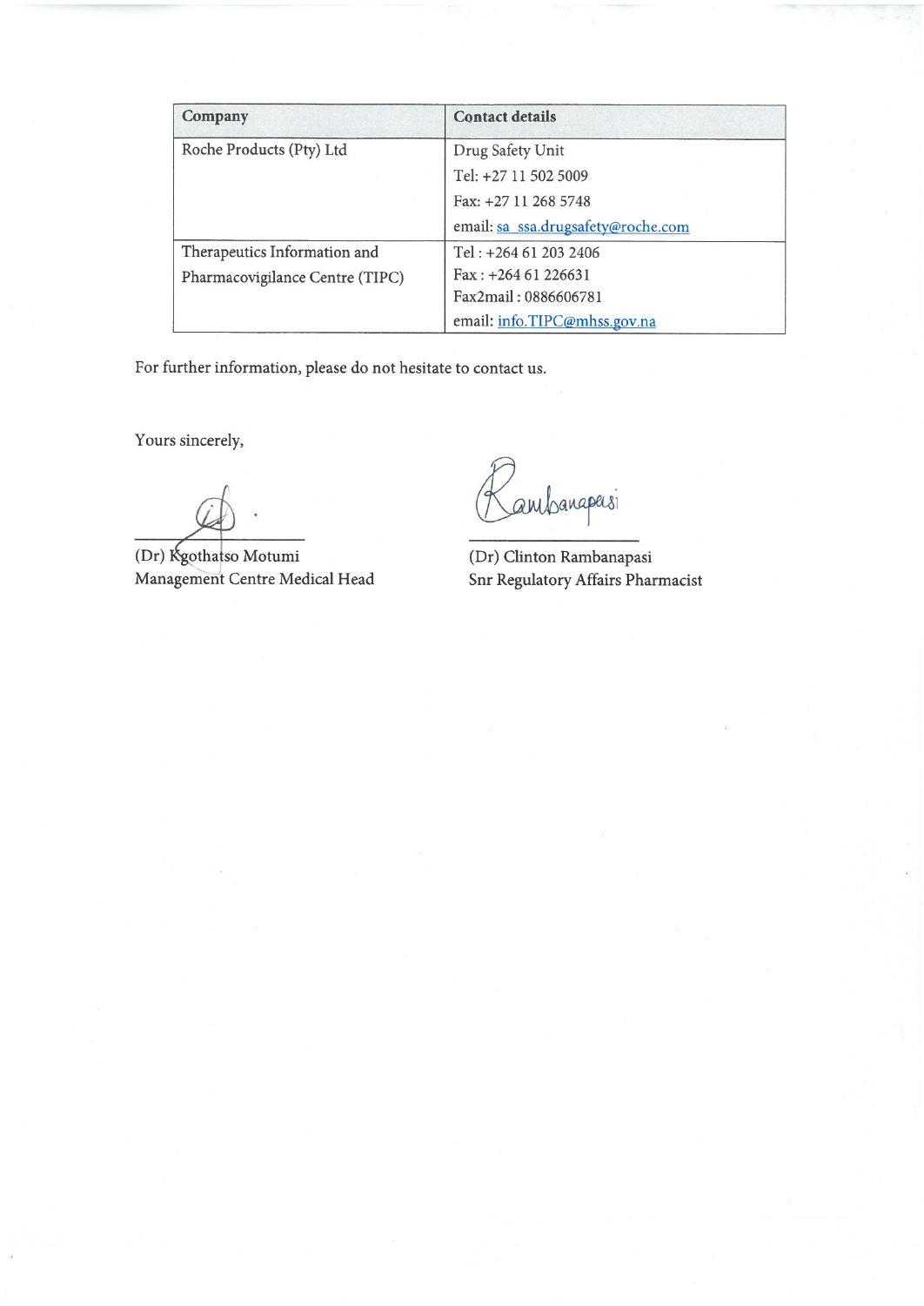| Company | Contact details |
| --- | --- |
| Roche Products (Pty) Ltd | Drug Safety Unit<br>Tel: +27 11 502 5009<br>Fax: +27 11 268 5748<br>email: sa_ssa.drugsafety@roche.com |
| Therapeutics Information and Pharmacovigilance Centre (TIPC) | Tel : +264 61 203 2406<br>Fax : +264 61 226631<br>Fax2mail : 0886606781<br>email: info.TIPC@mhss.gov.na |

For further information, please do not hesitate to contact us.

Yours sincerely,

(Dr) Kgothatso Motumi
Management Centre Medical Head

(Dr) Clinton Rambanapasi
Snr Regulatory Affairs Pharmacist